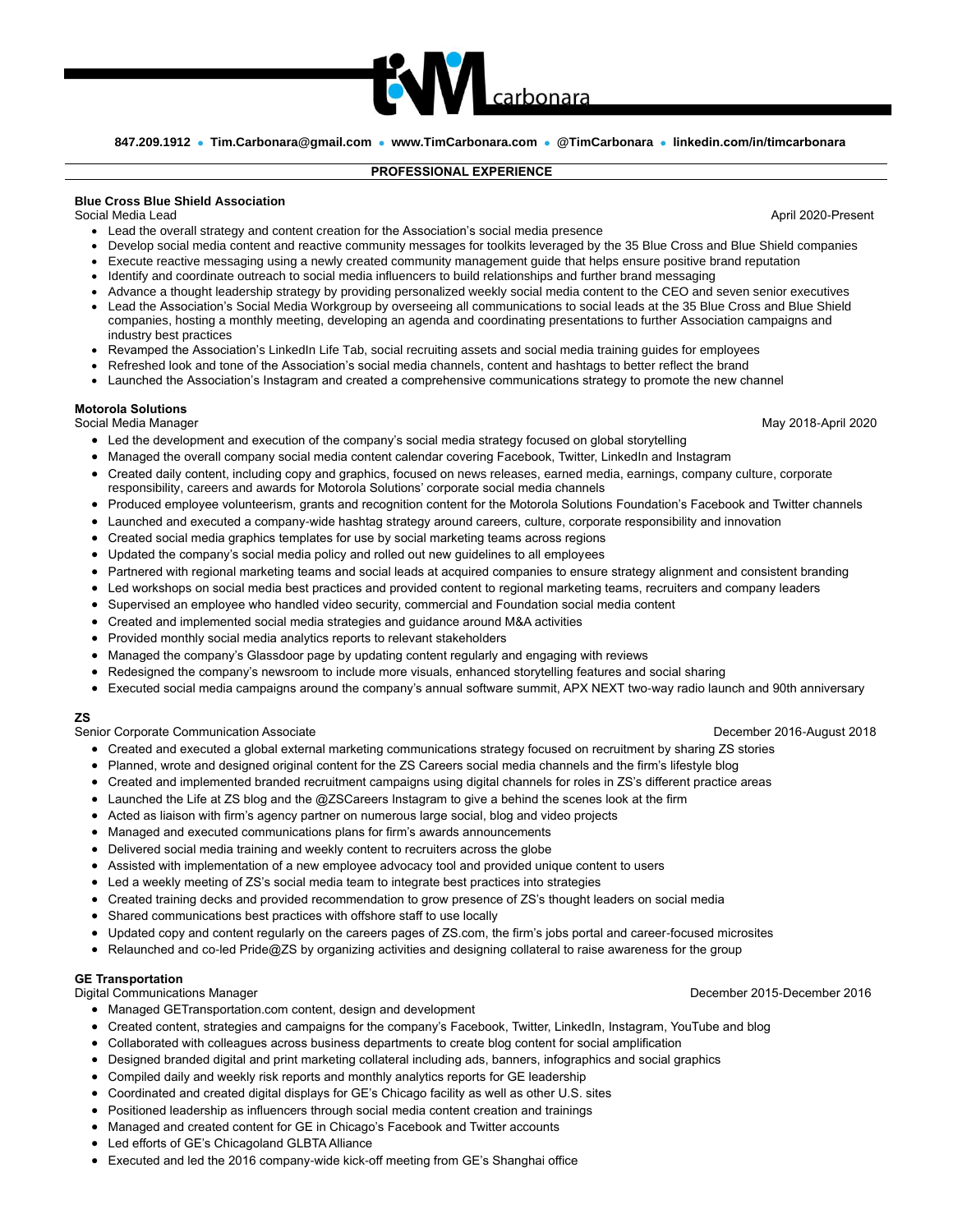# Tim Carbonara

847.209.1912 • Tim.Carbonara@gmail.com • www.TimCarbonara.com • @TimCarbonara • linkedin.com/in/timcarbonara

## PROFESSIONAL EXPERIENCE

**Blue Cross Blue Shield Association**
Social Media Lead — April 2020-Present

- Lead the overall strategy and content creation for the Association's social media presence
- Develop social media content and reactive community messages for toolkits leveraged by the 35 Blue Cross and Blue Shield companies
- Execute reactive messaging using a newly created community management guide that helps ensure positive brand reputation
- Identify and coordinate outreach to social media influencers to build relationships and further brand messaging
- Advance a thought leadership strategy by providing personalized weekly social media content to the CEO and seven senior executives
- Lead the Association's Social Media Workgroup by overseeing all communications to social leads at the 35 Blue Cross and Blue Shield companies, hosting a monthly meeting, developing an agenda and coordinating presentations to further Association campaigns and industry best practices
- Revamped the Association's LinkedIn Life Tab, social recruiting assets and social media training guides for employees
- Refreshed look and tone of the Association's social media channels, content and hashtags to better reflect the brand
- Launched the Association's Instagram and created a comprehensive communications strategy to promote the new channel

**Motorola Solutions**
Social Media Manager — May 2018-April 2020

- Led the development and execution of the company's social media strategy focused on global storytelling
- Managed the overall company social media content calendar covering Facebook, Twitter, LinkedIn and Instagram
- Created daily content, including copy and graphics, focused on news releases, earned media, earnings, company culture, corporate responsibility, careers and awards for Motorola Solutions' corporate social media channels
- Produced employee volunteerism, grants and recognition content for the Motorola Solutions Foundation's Facebook and Twitter channels
- Launched and executed a company-wide hashtag strategy around careers, culture, corporate responsibility and innovation
- Created social media graphics templates for use by social marketing teams across regions
- Updated the company's social media policy and rolled out new guidelines to all employees
- Partnered with regional marketing teams and social leads at acquired companies to ensure strategy alignment and consistent branding
- Led workshops on social media best practices and provided content to regional marketing teams, recruiters and company leaders
- Supervised an employee who handled video security, commercial and Foundation social media content
- Created and implemented social media strategies and guidance around M&A activities
- Provided monthly social media analytics reports to relevant stakeholders
- Managed the company's Glassdoor page by updating content regularly and engaging with reviews
- Redesigned the company's newsroom to include more visuals, enhanced storytelling features and social sharing
- Executed social media campaigns around the company's annual software summit, APX NEXT two-way radio launch and 90th anniversary

**ZS**
Senior Corporate Communication Associate — December 2016-August 2018

- Created and executed a global external marketing communications strategy focused on recruitment by sharing ZS stories
- Planned, wrote and designed original content for the ZS Careers social media channels and the firm's lifestyle blog
- Created and implemented branded recruitment campaigns using digital channels for roles in ZS's different practice areas
- Launched the Life at ZS blog and the @ZSCareers Instagram to give a behind the scenes look at the firm
- Acted as liaison with firm's agency partner on numerous large social, blog and video projects
- Managed and executed communications plans for firm's awards announcements
- Delivered social media training and weekly content to recruiters across the globe
- Assisted with implementation of a new employee advocacy tool and provided unique content to users
- Led a weekly meeting of ZS's social media team to integrate best practices into strategies
- Created training decks and provided recommendation to grow presence of ZS's thought leaders on social media
- Shared communications best practices with offshore staff to use locally
- Updated copy and content regularly on the careers pages of ZS.com, the firm's jobs portal and career-focused microsites
- Relaunched and co-led Pride@ZS by organizing activities and designing collateral to raise awareness for the group

**GE Transportation**
Digital Communications Manager — December 2015-December 2016

- Managed GETransportation.com content, design and development
- Created content, strategies and campaigns for the company's Facebook, Twitter, LinkedIn, Instagram, YouTube and blog
- Collaborated with colleagues across business departments to create blog content for social amplification
- Designed branded digital and print marketing collateral including ads, banners, infographics and social graphics
- Compiled daily and weekly risk reports and monthly analytics reports for GE leadership
- Coordinated and created digital displays for GE's Chicago facility as well as other U.S. sites
- Positioned leadership as influencers through social media content creation and trainings
- Managed and created content for GE in Chicago's Facebook and Twitter accounts
- Led efforts of GE's Chicagoland GLBTA Alliance
- Executed and led the 2016 company-wide kick-off meeting from GE's Shanghai office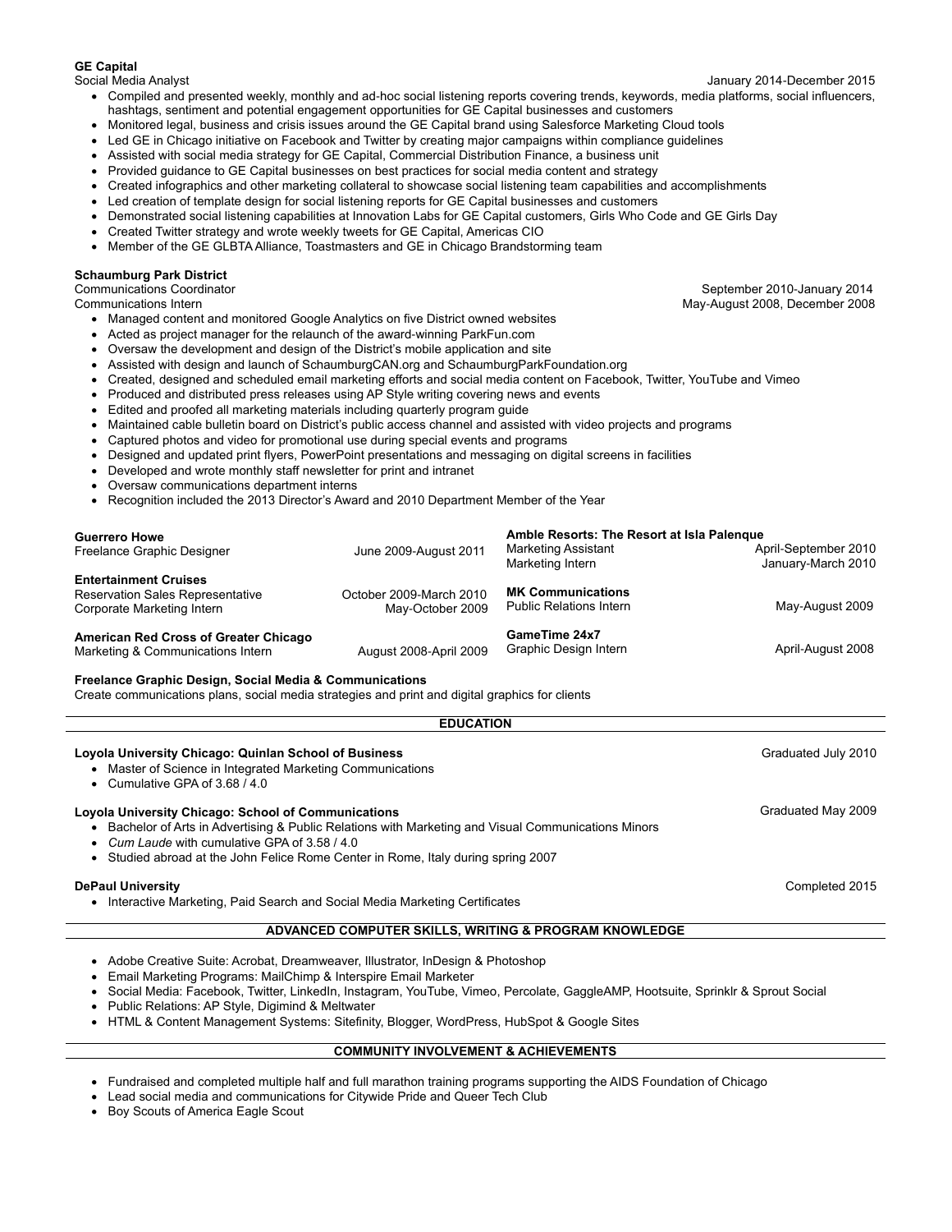**GE Capital**
Social Media Analyst — January 2014-December 2015

- Compiled and presented weekly, monthly and ad-hoc social listening reports covering trends, keywords, media platforms, social influencers, hashtags, sentiment and potential engagement opportunities for GE Capital businesses and customers
- Monitored legal, business and crisis issues around the GE Capital brand using Salesforce Marketing Cloud tools
- Led GE in Chicago initiative on Facebook and Twitter by creating major campaigns within compliance guidelines
- Assisted with social media strategy for GE Capital, Commercial Distribution Finance, a business unit
- Provided guidance to GE Capital businesses on best practices for social media content and strategy
- Created infographics and other marketing collateral to showcase social listening team capabilities and accomplishments
- Led creation of template design for social listening reports for GE Capital businesses and customers
- Demonstrated social listening capabilities at Innovation Labs for GE Capital customers, Girls Who Code and GE Girls Day
- Created Twitter strategy and wrote weekly tweets for GE Capital, Americas CIO
- Member of the GE GLBTA Alliance, Toastmasters and GE in Chicago Brandstorming team

**Schaumburg Park District**
Communications Coordinator — September 2010-January 2014
Communications Intern — May-August 2008, December 2008

- Managed content and monitored Google Analytics on five District owned websites
- Acted as project manager for the relaunch of the award-winning ParkFun.com
- Oversaw the development and design of the District's mobile application and site
- Assisted with design and launch of SchaumburgCAN.org and SchaumburgParkFoundation.org
- Created, designed and scheduled email marketing efforts and social media content on Facebook, Twitter, YouTube and Vimeo
- Produced and distributed press releases using AP Style writing covering news and events
- Edited and proofed all marketing materials including quarterly program guide
- Maintained cable bulletin board on District's public access channel and assisted with video projects and programs
- Captured photos and video for promotional use during special events and programs
- Designed and updated print flyers, PowerPoint presentations and messaging on digital screens in facilities
- Developed and wrote monthly staff newsletter for print and intranet
- Oversaw communications department interns
- Recognition included the 2013 Director's Award and 2010 Department Member of the Year

**Guerrero Howe**
Freelance Graphic Designer — June 2009-August 2011

**Entertainment Cruises**
Reservation Sales Representative — October 2009-March 2010
Corporate Marketing Intern — May-October 2009

**American Red Cross of Greater Chicago**
Marketing & Communications Intern — August 2008-April 2009

**Amble Resorts: The Resort at Isla Palenque**
Marketing Assistant — April-September 2010
Marketing Intern — January-March 2010

**MK Communications**
Public Relations Intern — May-August 2009

**GameTime 24x7**
Graphic Design Intern — April-August 2008

**Freelance Graphic Design, Social Media & Communications**
Create communications plans, social media strategies and print and digital graphics for clients

## EDUCATION

**Loyola University Chicago: Quinlan School of Business** — Graduated July 2010

- Master of Science in Integrated Marketing Communications
- Cumulative GPA of 3.68 / 4.0

**Loyola University Chicago: School of Communications** — Graduated May 2009

- Bachelor of Arts in Advertising & Public Relations with Marketing and Visual Communications Minors
- *Cum Laude* with cumulative GPA of 3.58 / 4.0
- Studied abroad at the John Felice Rome Center in Rome, Italy during spring 2007

**DePaul University** — Completed 2015

- Interactive Marketing, Paid Search and Social Media Marketing Certificates

## ADVANCED COMPUTER SKILLS, WRITING & PROGRAM KNOWLEDGE

- Adobe Creative Suite: Acrobat, Dreamweaver, Illustrator, InDesign & Photoshop
- Email Marketing Programs: MailChimp & Interspire Email Marketer
- Social Media: Facebook, Twitter, LinkedIn, Instagram, YouTube, Vimeo, Percolate, GaggleAMP, Hootsuite, Sprinklr & Sprout Social
- Public Relations: AP Style, Digimind & Meltwater
- HTML & Content Management Systems: Sitefinity, Blogger, WordPress, HubSpot & Google Sites

## COMMUNITY INVOLVEMENT & ACHIEVEMENTS

- Fundraised and completed multiple half and full marathon training programs supporting the AIDS Foundation of Chicago
- Lead social media and communications for Citywide Pride and Queer Tech Club
- Boy Scouts of America Eagle Scout